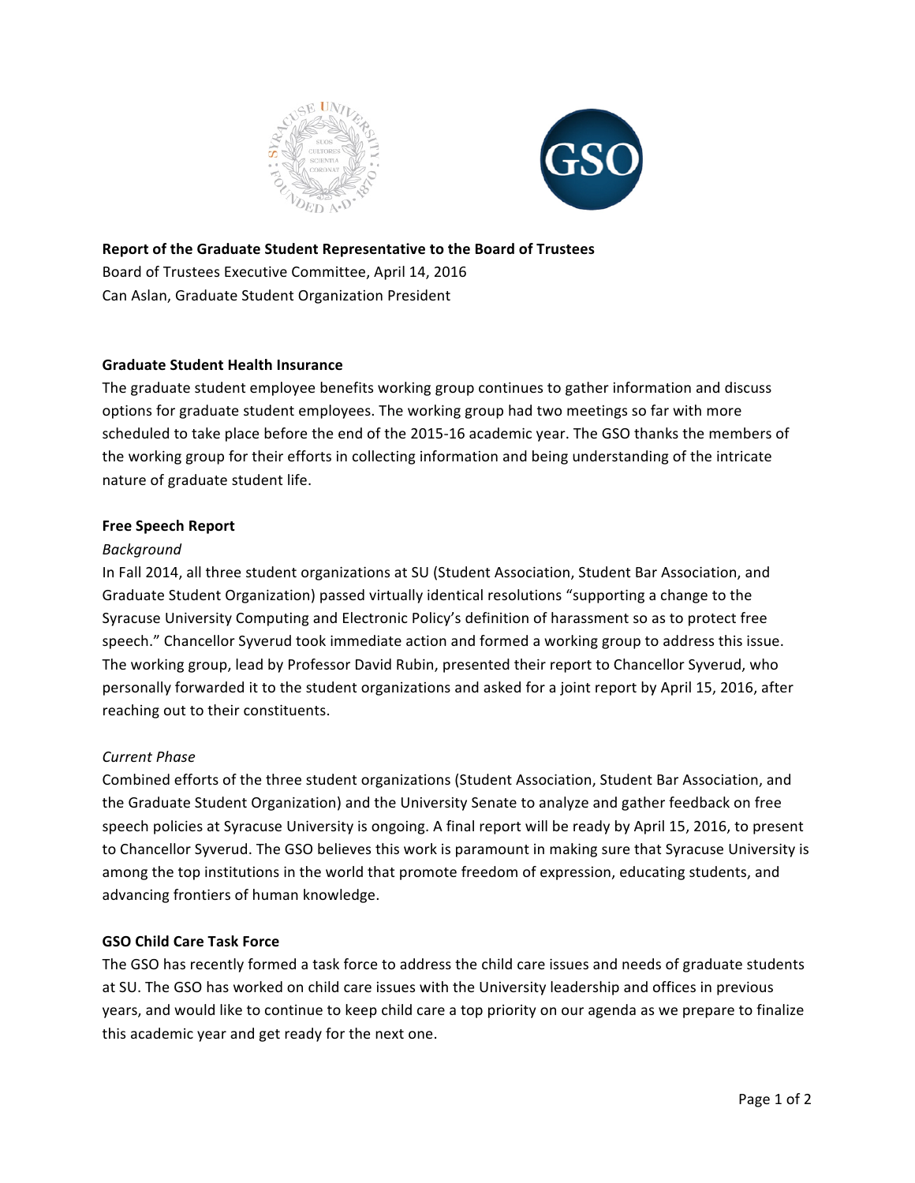**Report of the Graduate Student Representative to the Board of Trustees**
Board of Trustees Executive Committee, April 14, 2016
Can Aslan, Graduate Student Organization President

## Graduate Student Health Insurance

The graduate student employee benefits working group continues to gather information and discuss options for graduate student employees. The working group had two meetings so far with more scheduled to take place before the end of the 2015-16 academic year. The GSO thanks the members of the working group for their efforts in collecting information and being understanding of the intricate nature of graduate student life.

## Free Speech Report

### *Background*

In Fall 2014, all three student organizations at SU (Student Association, Student Bar Association, and Graduate Student Organization) passed virtually identical resolutions "supporting a change to the Syracuse University Computing and Electronic Policy's definition of harassment so as to protect free speech." Chancellor Syverud took immediate action and formed a working group to address this issue. The working group, lead by Professor David Rubin, presented their report to Chancellor Syverud, who personally forwarded it to the student organizations and asked for a joint report by April 15, 2016, after reaching out to their constituents.

### *Current Phase*

Combined efforts of the three student organizations (Student Association, Student Bar Association, and the Graduate Student Organization) and the University Senate to analyze and gather feedback on free speech policies at Syracuse University is ongoing. A final report will be ready by April 15, 2016, to present to Chancellor Syverud. The GSO believes this work is paramount in making sure that Syracuse University is among the top institutions in the world that promote freedom of expression, educating students, and advancing frontiers of human knowledge.

## GSO Child Care Task Force

The GSO has recently formed a task force to address the child care issues and needs of graduate students at SU. The GSO has worked on child care issues with the University leadership and offices in previous years, and would like to continue to keep child care a top priority on our agenda as we prepare to finalize this academic year and get ready for the next one.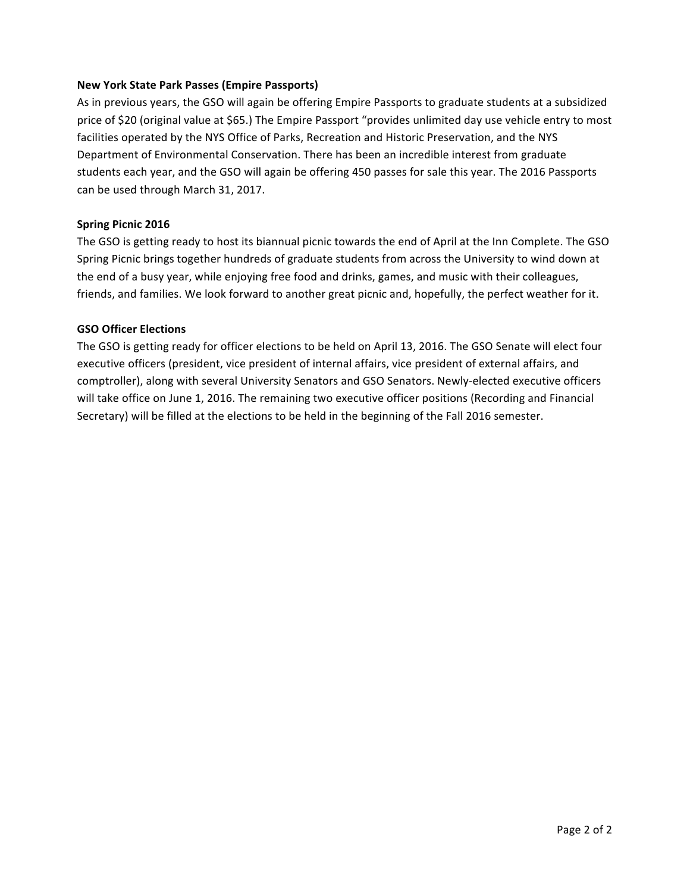**New York State Park Passes (Empire Passports)**

As in previous years, the GSO will again be offering Empire Passports to graduate students at a subsidized price of $20 (original value at $65.) The Empire Passport "provides unlimited day use vehicle entry to most facilities operated by the NYS Office of Parks, Recreation and Historic Preservation, and the NYS Department of Environmental Conservation. There has been an incredible interest from graduate students each year, and the GSO will again be offering 450 passes for sale this year. The 2016 Passports can be used through March 31, 2017.

**Spring Picnic 2016**

The GSO is getting ready to host its biannual picnic towards the end of April at the Inn Complete. The GSO Spring Picnic brings together hundreds of graduate students from across the University to wind down at the end of a busy year, while enjoying free food and drinks, games, and music with their colleagues, friends, and families. We look forward to another great picnic and, hopefully, the perfect weather for it.

**GSO Officer Elections**

The GSO is getting ready for officer elections to be held on April 13, 2016. The GSO Senate will elect four executive officers (president, vice president of internal affairs, vice president of external affairs, and comptroller), along with several University Senators and GSO Senators. Newly-elected executive officers will take office on June 1, 2016. The remaining two executive officer positions (Recording and Financial Secretary) will be filled at the elections to be held in the beginning of the Fall 2016 semester.